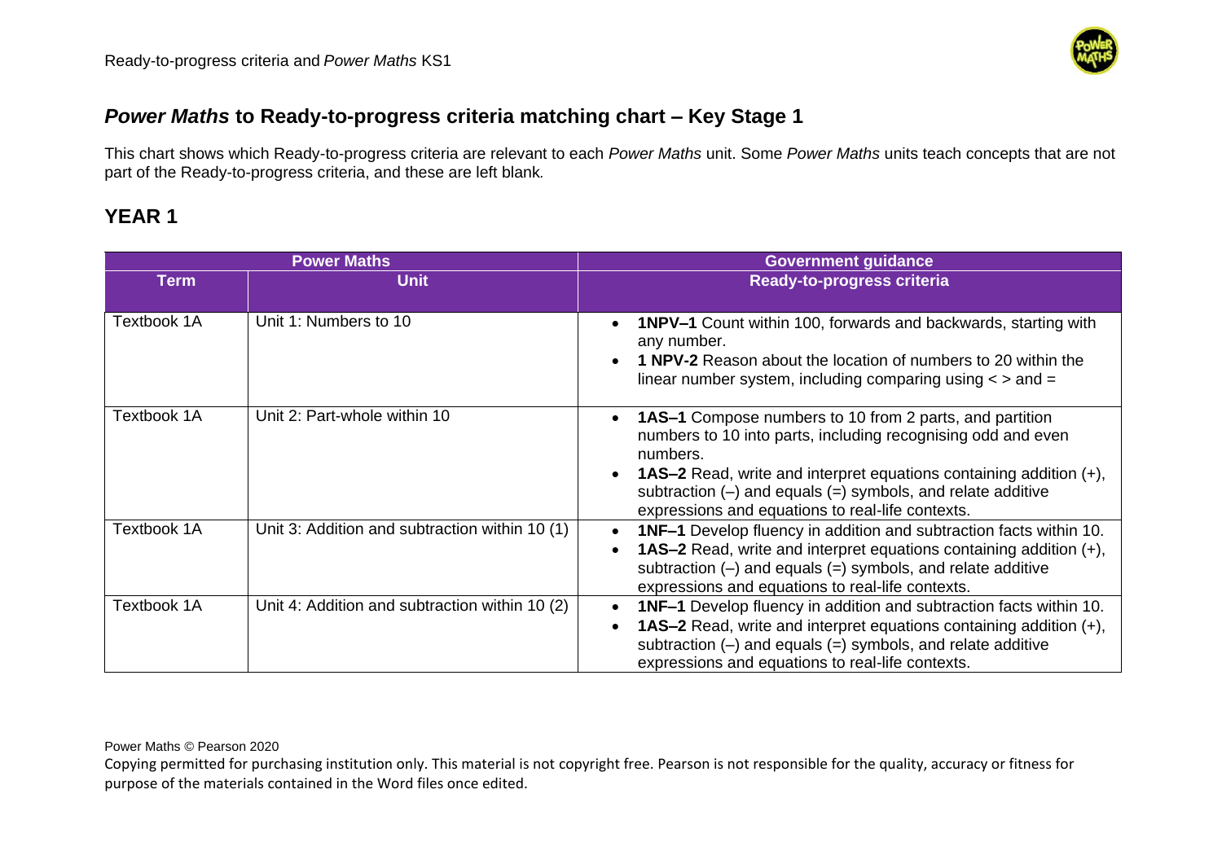# *Power Maths* to Ready-to-progress criteria matching chart – Key Stage 1

This chart shows which Ready-to-progress criteria are relevant to each *Power Maths* unit. Some *Power Maths* units teach concepts that are not part of the Ready-to-progress criteria, and these are left blank.

## YEAR 1

| Power Maths | | Government guidance |
|---|---|---|
| **Term** | **Unit** | **Ready-to-progress criteria** |
| Textbook 1A | Unit 1: Numbers to 10 | • **1NPV–1** Count within 100, forwards and backwards, starting with any number.<br>• **1 NPV-2** Reason about the location of numbers to 20 within the linear number system, including comparing using < > and = |
| Textbook 1A | Unit 2: Part-whole within 10 | • **1AS–1** Compose numbers to 10 from 2 parts, and partition numbers to 10 into parts, including recognising odd and even numbers.<br>• **1AS–2** Read, write and interpret equations containing addition (+), subtraction (–) and equals (=) symbols, and relate additive expressions and equations to real-life contexts. |
| Textbook 1A | Unit 3: Addition and subtraction within 10 (1) | • **1NF–1** Develop fluency in addition and subtraction facts within 10.<br>• **1AS–2** Read, write and interpret equations containing addition (+), subtraction (–) and equals (=) symbols, and relate additive expressions and equations to real-life contexts. |
| Textbook 1A | Unit 4: Addition and subtraction within 10 (2) | • **1NF–1** Develop fluency in addition and subtraction facts within 10.<br>• **1AS–2** Read, write and interpret equations containing addition (+), subtraction (–) and equals (=) symbols, and relate additive expressions and equations to real-life contexts. |

Power Maths © Pearson 2020

Copying permitted for purchasing institution only. This material is not copyright free. Pearson is not responsible for the quality, accuracy or fitness for purpose of the materials contained in the Word files once edited.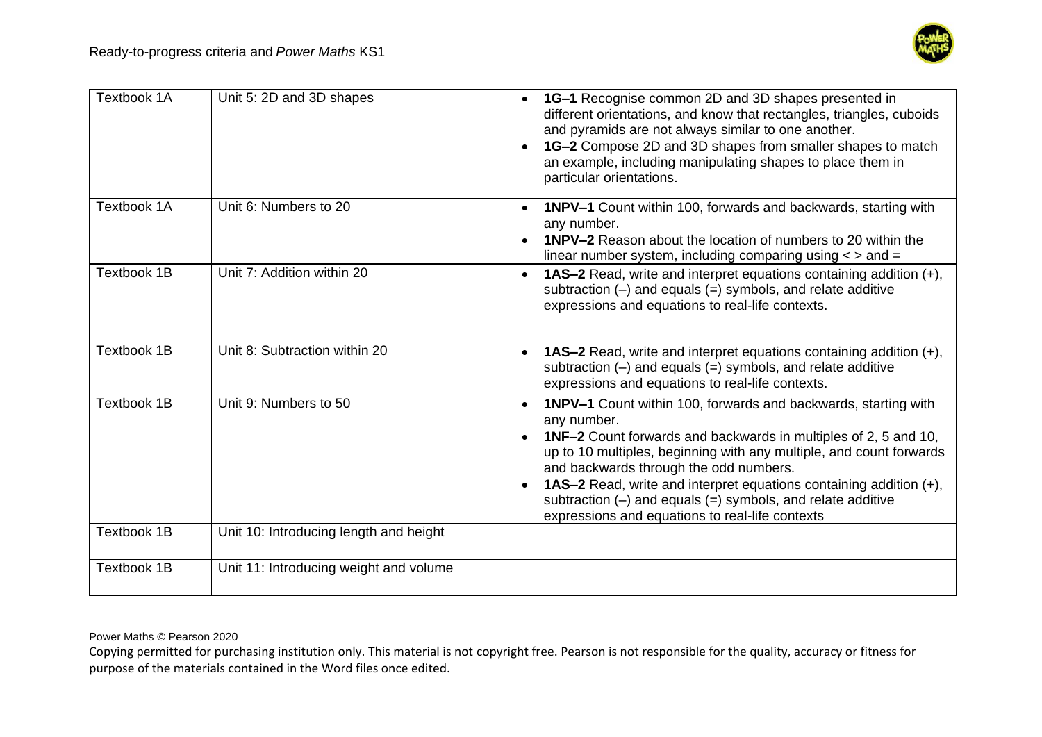| Textbook 1A | Unit 5: 2D and 3D shapes | • **1G–1** Recognise common 2D and 3D shapes presented in different orientations, and know that rectangles, triangles, cuboids and pyramids are not always similar to one another.<br>• **1G–2** Compose 2D and 3D shapes from smaller shapes to match an example, including manipulating shapes to place them in particular orientations. |
|---|---|---|
| Textbook 1A | Unit 6: Numbers to 20 | • **1NPV–1** Count within 100, forwards and backwards, starting with any number.<br>• **1NPV–2** Reason about the location of numbers to 20 within the linear number system, including comparing using < > and = |
| Textbook 1B | Unit 7: Addition within 20 | • **1AS–2** Read, write and interpret equations containing addition (+), subtraction (–) and equals (=) symbols, and relate additive expressions and equations to real-life contexts. |
| Textbook 1B | Unit 8: Subtraction within 20 | • **1AS–2** Read, write and interpret equations containing addition (+), subtraction (–) and equals (=) symbols, and relate additive expressions and equations to real-life contexts. |
| Textbook 1B | Unit 9: Numbers to 50 | • **1NPV–1** Count within 100, forwards and backwards, starting with any number.<br>• **1NF–2** Count forwards and backwards in multiples of 2, 5 and 10, up to 10 multiples, beginning with any multiple, and count forwards and backwards through the odd numbers.<br>• **1AS–2** Read, write and interpret equations containing addition (+), subtraction (–) and equals (=) symbols, and relate additive expressions and equations to real-life contexts |
| Textbook 1B | Unit 10: Introducing length and height | |
| Textbook 1B | Unit 11: Introducing weight and volume | |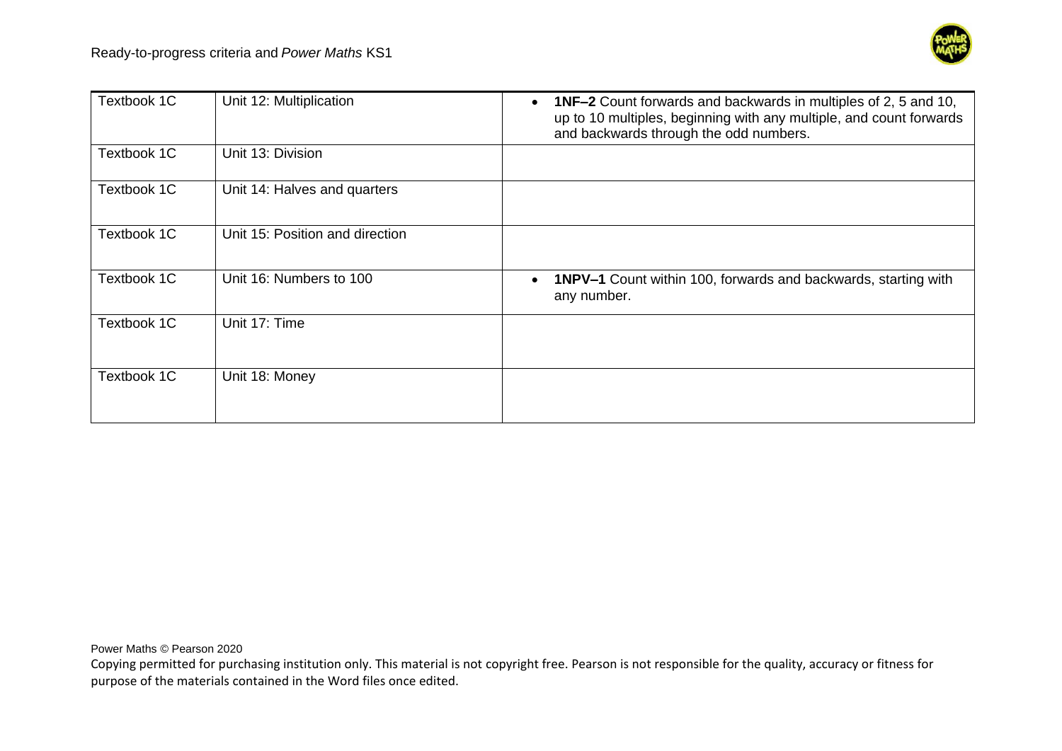| Textbook 1C | Unit 12: Multiplication | • **1NF–2** Count forwards and backwards in multiples of 2, 5 and 10, up to 10 multiples, beginning with any multiple, and count forwards and backwards through the odd numbers. |
|---|---|---|
| Textbook 1C | Unit 13: Division | |
| Textbook 1C | Unit 14: Halves and quarters | |
| Textbook 1C | Unit 15: Position and direction | |
| Textbook 1C | Unit 16: Numbers to 100 | • **1NPV–1** Count within 100, forwards and backwards, starting with any number. |
| Textbook 1C | Unit 17: Time | |
| Textbook 1C | Unit 18: Money | |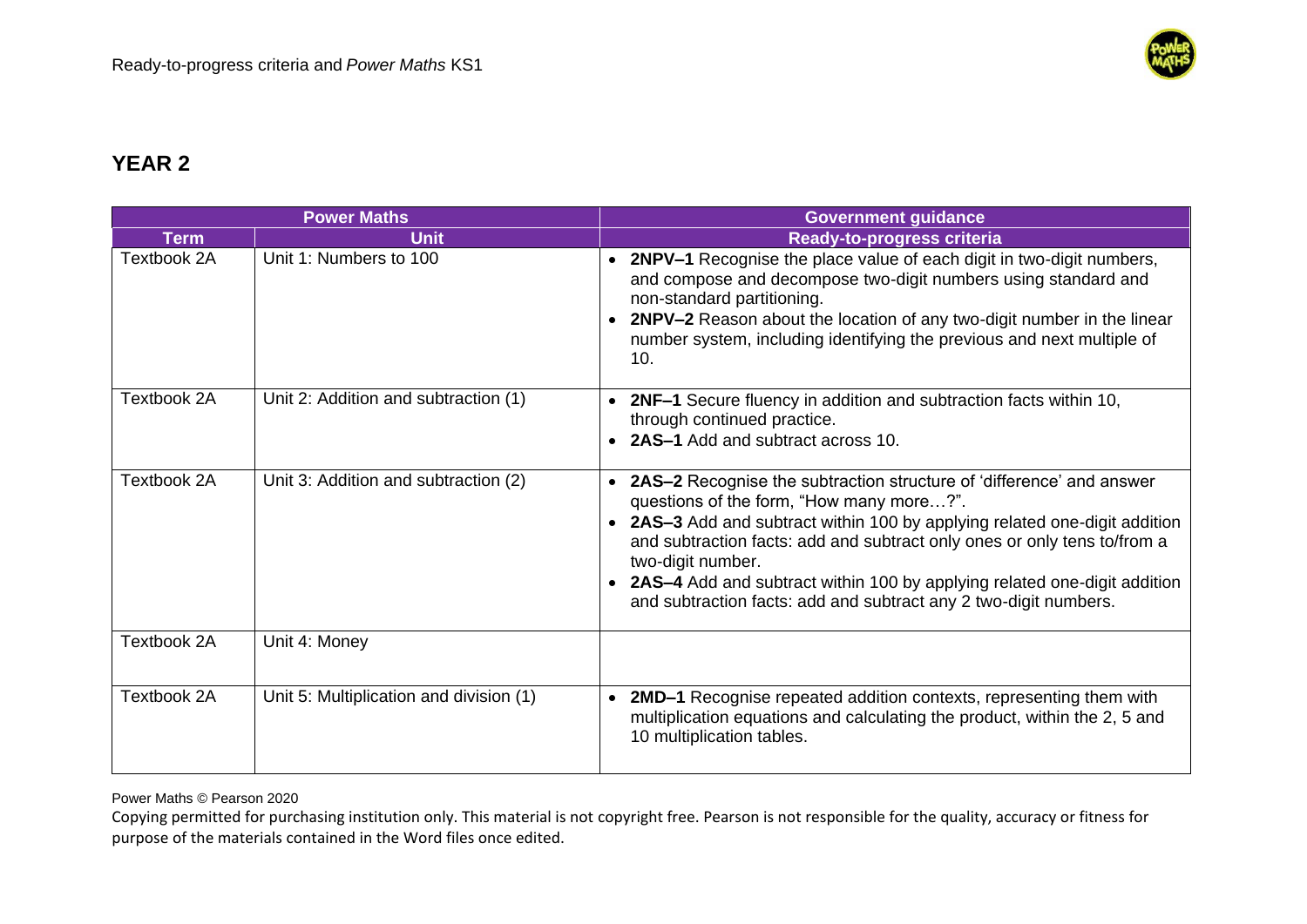## YEAR 2

| Power Maths | | Government guidance |
|---|---|---|
| **Term** | **Unit** | **Ready-to-progress criteria** |
| Textbook 2A | Unit 1: Numbers to 100 | • **2NPV–1** Recognise the place value of each digit in two-digit numbers, and compose and decompose two-digit numbers using standard and non-standard partitioning.<br>• **2NPV–2** Reason about the location of any two-digit number in the linear number system, including identifying the previous and next multiple of 10. |
| Textbook 2A | Unit 2: Addition and subtraction (1) | • **2NF–1** Secure fluency in addition and subtraction facts within 10, through continued practice.<br>• **2AS–1** Add and subtract across 10. |
| Textbook 2A | Unit 3: Addition and subtraction (2) | • **2AS–2** Recognise the subtraction structure of 'difference' and answer questions of the form, "How many more…?".<br>• **2AS–3** Add and subtract within 100 by applying related one-digit addition and subtraction facts: add and subtract only ones or only tens to/from a two-digit number.<br>• **2AS–4** Add and subtract within 100 by applying related one-digit addition and subtraction facts: add and subtract any 2 two-digit numbers. |
| Textbook 2A | Unit 4: Money | |
| Textbook 2A | Unit 5: Multiplication and division (1) | • **2MD–1** Recognise repeated addition contexts, representing them with multiplication equations and calculating the product, within the 2, 5 and 10 multiplication tables. |

Power Maths © Pearson 2020

Copying permitted for purchasing institution only. This material is not copyright free. Pearson is not responsible for the quality, accuracy or fitness for purpose of the materials contained in the Word files once edited.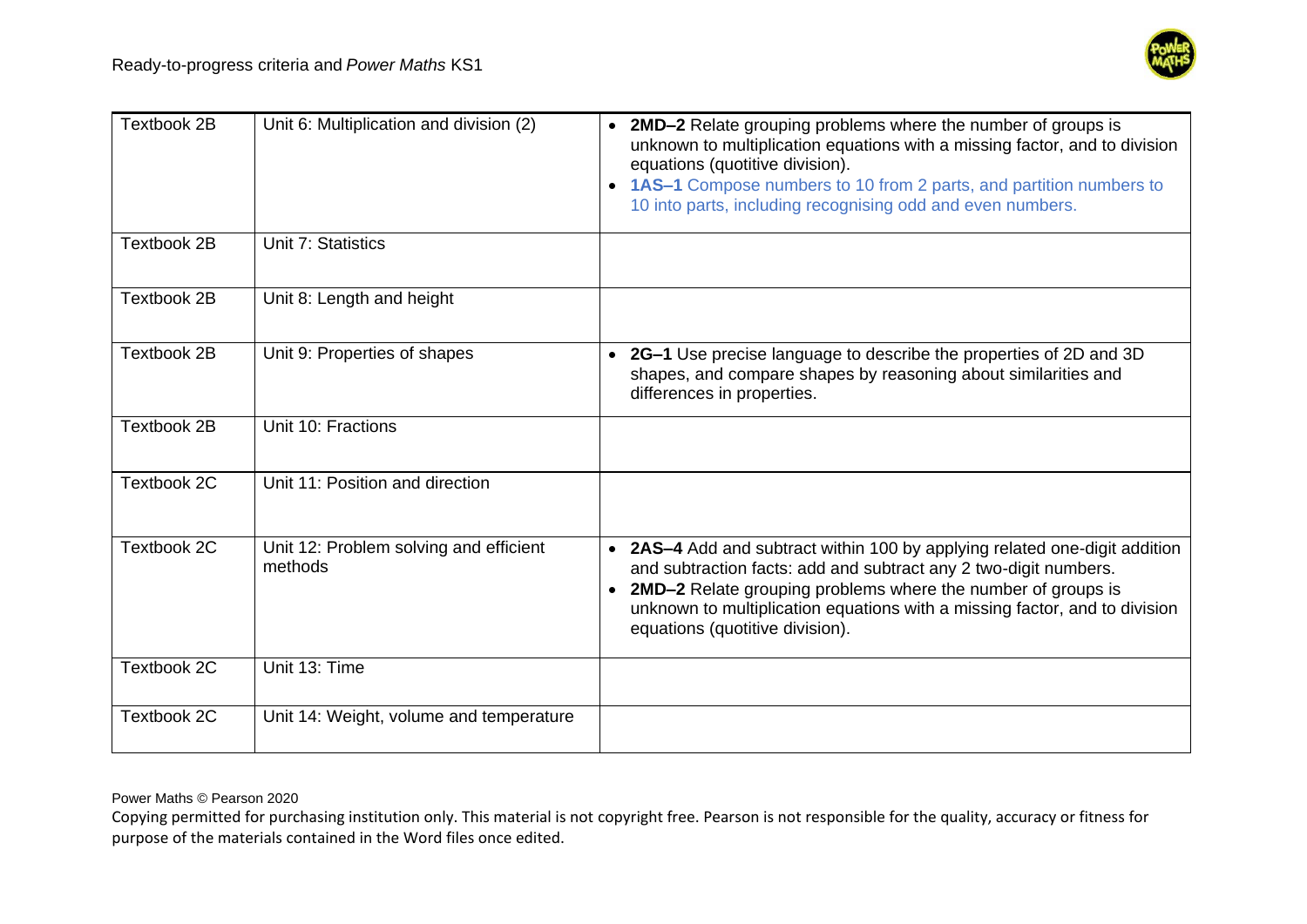| Textbook 2B | Unit 6: Multiplication and division (2) | • **2MD–2** Relate grouping problems where the number of groups is unknown to multiplication equations with a missing factor, and to division equations (quotitive division).<br>• **1AS–1** Compose numbers to 10 from 2 parts, and partition numbers to 10 into parts, including recognising odd and even numbers. |
|---|---|---|
| Textbook 2B | Unit 7: Statistics | |
| Textbook 2B | Unit 8: Length and height | |
| Textbook 2B | Unit 9: Properties of shapes | • **2G–1** Use precise language to describe the properties of 2D and 3D shapes, and compare shapes by reasoning about similarities and differences in properties. |
| Textbook 2B | Unit 10: Fractions | |
| Textbook 2C | Unit 11: Position and direction | |
| Textbook 2C | Unit 12: Problem solving and efficient methods | • **2AS–4** Add and subtract within 100 by applying related one-digit addition and subtraction facts: add and subtract any 2 two-digit numbers.<br>• **2MD–2** Relate grouping problems where the number of groups is unknown to multiplication equations with a missing factor, and to division equations (quotitive division). |
| Textbook 2C | Unit 13: Time | |
| Textbook 2C | Unit 14: Weight, volume and temperature | |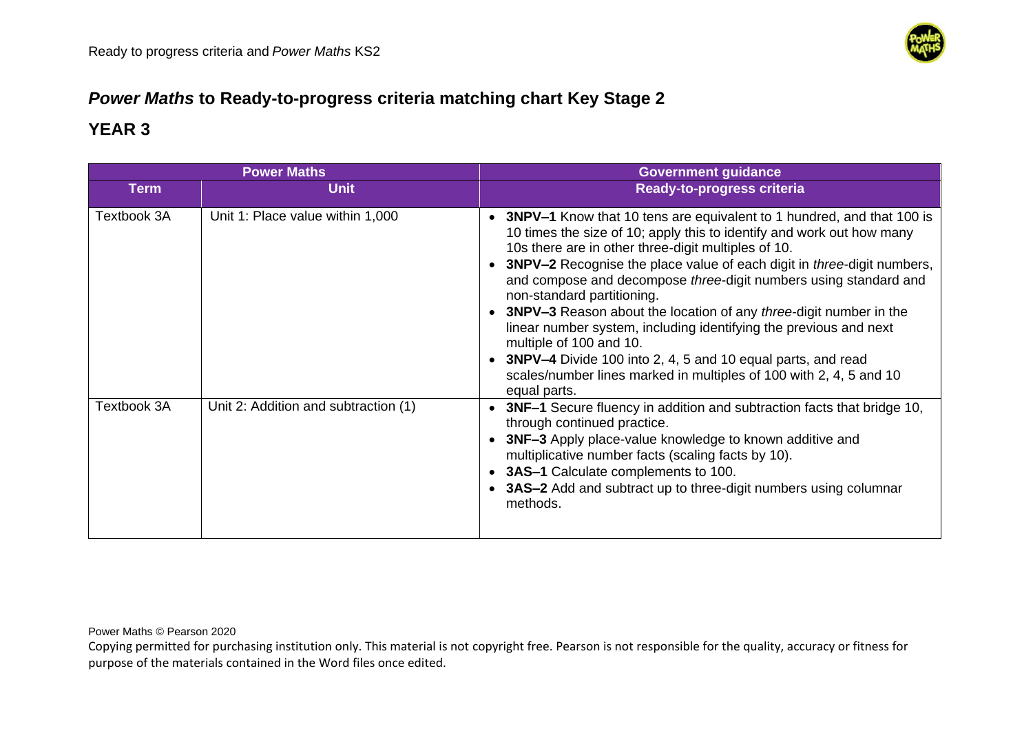## *Power Maths* to Ready-to-progress criteria matching chart Key Stage 2

## YEAR 3

| Power Maths | | Government guidance |
|---|---|---|
| **Term** | **Unit** | **Ready-to-progress criteria** |
| Textbook 3A | Unit 1: Place value within 1,000 | • **3NPV–1** Know that 10 tens are equivalent to 1 hundred, and that 100 is 10 times the size of 10; apply this to identify and work out how many 10s there are in other three-digit multiples of 10.<br>• **3NPV–2** Recognise the place value of each digit in *three*-digit numbers, and compose and decompose *three*-digit numbers using standard and non-standard partitioning.<br>• **3NPV–3** Reason about the location of any *three*-digit number in the linear number system, including identifying the previous and next multiple of 100 and 10.<br>• **3NPV–4** Divide 100 into 2, 4, 5 and 10 equal parts, and read scales/number lines marked in multiples of 100 with 2, 4, 5 and 10 equal parts. |
| Textbook 3A | Unit 2: Addition and subtraction (1) | • **3NF–1** Secure fluency in addition and subtraction facts that bridge 10, through continued practice.<br>• **3NF–3** Apply place-value knowledge to known additive and multiplicative number facts (scaling facts by 10).<br>• **3AS–1** Calculate complements to 100.<br>• **3AS–2** Add and subtract up to three-digit numbers using columnar methods. |

Power Maths © Pearson 2020

Copying permitted for purchasing institution only. This material is not copyright free. Pearson is not responsible for the quality, accuracy or fitness for purpose of the materials contained in the Word files once edited.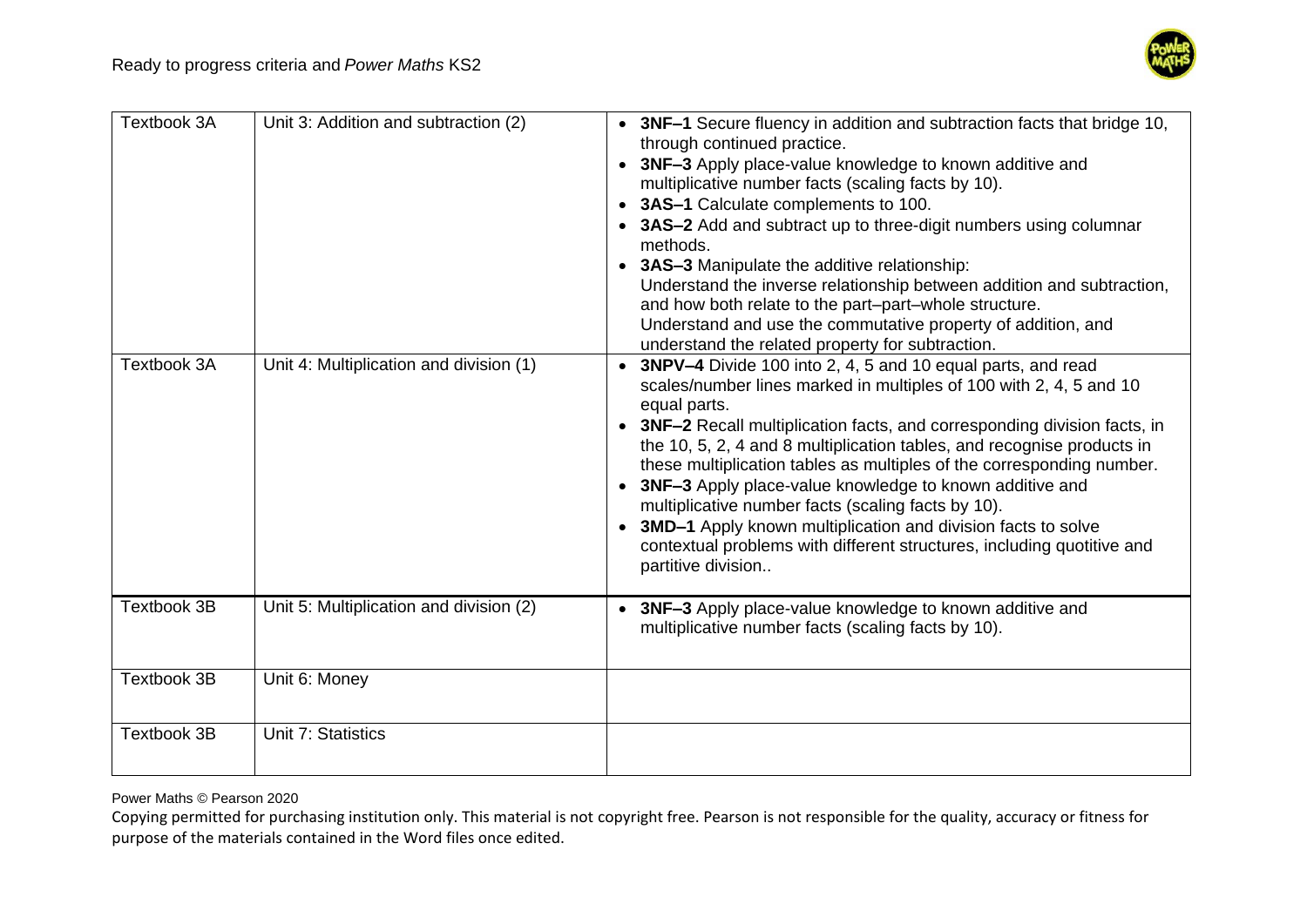| | | |
|---|---|---|
| Textbook 3A | Unit 3: Addition and subtraction (2) | • **3NF–1** Secure fluency in addition and subtraction facts that bridge 10, through continued practice.<br>• **3NF–3** Apply place-value knowledge to known additive and multiplicative number facts (scaling facts by 10).<br>• **3AS–1** Calculate complements to 100.<br>• **3AS–2** Add and subtract up to three-digit numbers using columnar methods.<br>• **3AS–3** Manipulate the additive relationship:<br>Understand the inverse relationship between addition and subtraction, and how both relate to the part–part–whole structure.<br>Understand and use the commutative property of addition, and understand the related property for subtraction. |
| Textbook 3A | Unit 4: Multiplication and division (1) | • **3NPV–4** Divide 100 into 2, 4, 5 and 10 equal parts, and read scales/number lines marked in multiples of 100 with 2, 4, 5 and 10 equal parts.<br>• **3NF–2** Recall multiplication facts, and corresponding division facts, in the 10, 5, 2, 4 and 8 multiplication tables, and recognise products in these multiplication tables as multiples of the corresponding number.<br>• **3NF–3** Apply place-value knowledge to known additive and multiplicative number facts (scaling facts by 10).<br>• **3MD–1** Apply known multiplication and division facts to solve contextual problems with different structures, including quotitive and partitive division.. |
| Textbook 3B | Unit 5: Multiplication and division (2) | • **3NF–3** Apply place-value knowledge to known additive and multiplicative number facts (scaling facts by 10). |
| Textbook 3B | Unit 6: Money | |
| Textbook 3B | Unit 7: Statistics | |

Power Maths © Pearson 2020

Copying permitted for purchasing institution only. This material is not copyright free. Pearson is not responsible for the quality, accuracy or fitness for purpose of the materials contained in the Word files once edited.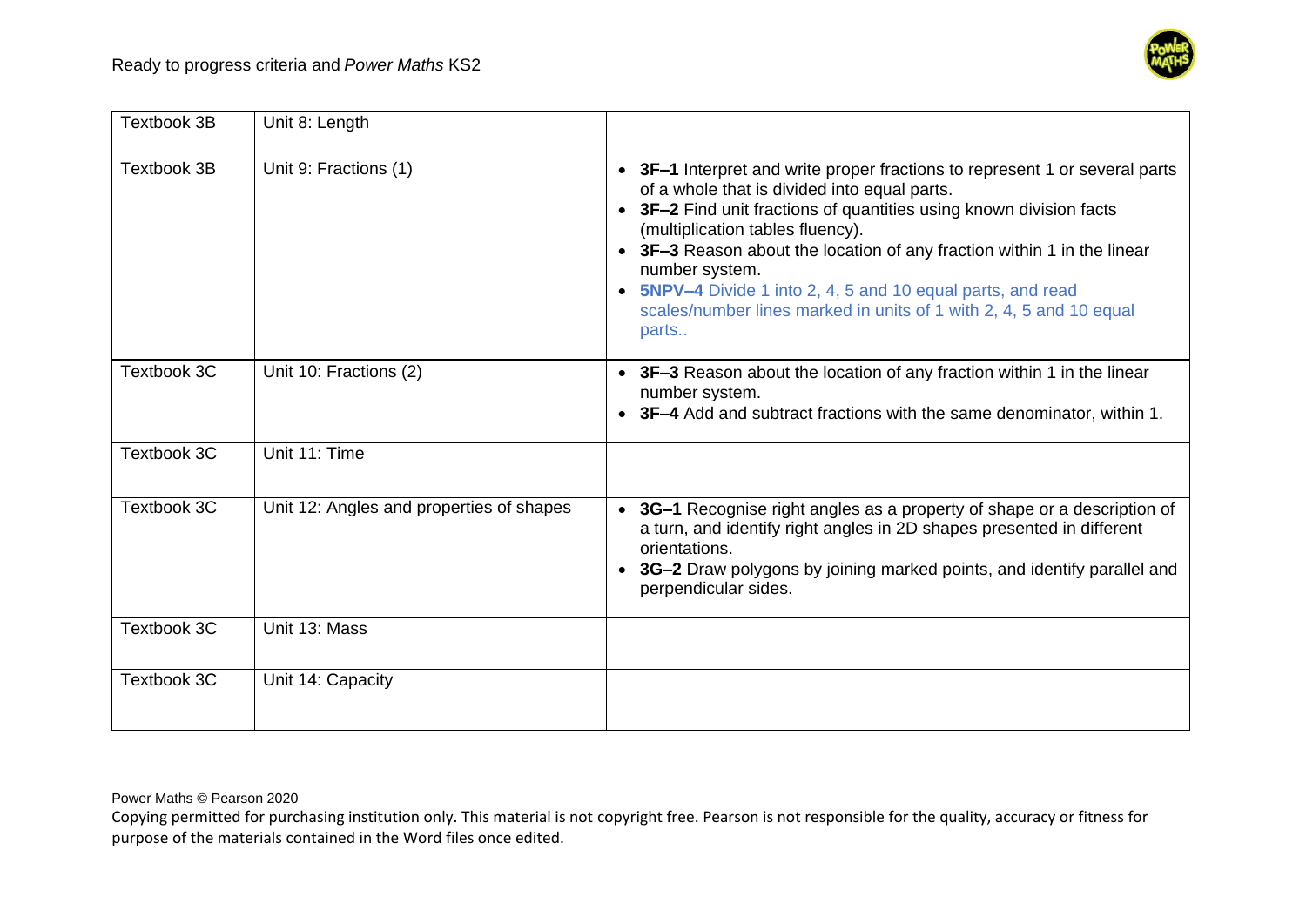| Textbook 3B | Unit 8: Length | |
|---|---|---|
| Textbook 3B | Unit 9: Fractions (1) | • **3F–1** Interpret and write proper fractions to represent 1 or several parts of a whole that is divided into equal parts.<br>• **3F–2** Find unit fractions of quantities using known division facts (multiplication tables fluency).<br>• **3F–3** Reason about the location of any fraction within 1 in the linear number system.<br>• **5NPV–4** Divide 1 into 2, 4, 5 and 10 equal parts, and read scales/number lines marked in units of 1 with 2, 4, 5 and 10 equal parts.. |
| Textbook 3C | Unit 10: Fractions (2) | • **3F–3** Reason about the location of any fraction within 1 in the linear number system.<br>• **3F–4** Add and subtract fractions with the same denominator, within 1. |
| Textbook 3C | Unit 11: Time | |
| Textbook 3C | Unit 12: Angles and properties of shapes | • **3G–1** Recognise right angles as a property of shape or a description of a turn, and identify right angles in 2D shapes presented in different orientations.<br>• **3G–2** Draw polygons by joining marked points, and identify parallel and perpendicular sides. |
| Textbook 3C | Unit 13: Mass | |
| Textbook 3C | Unit 14: Capacity | |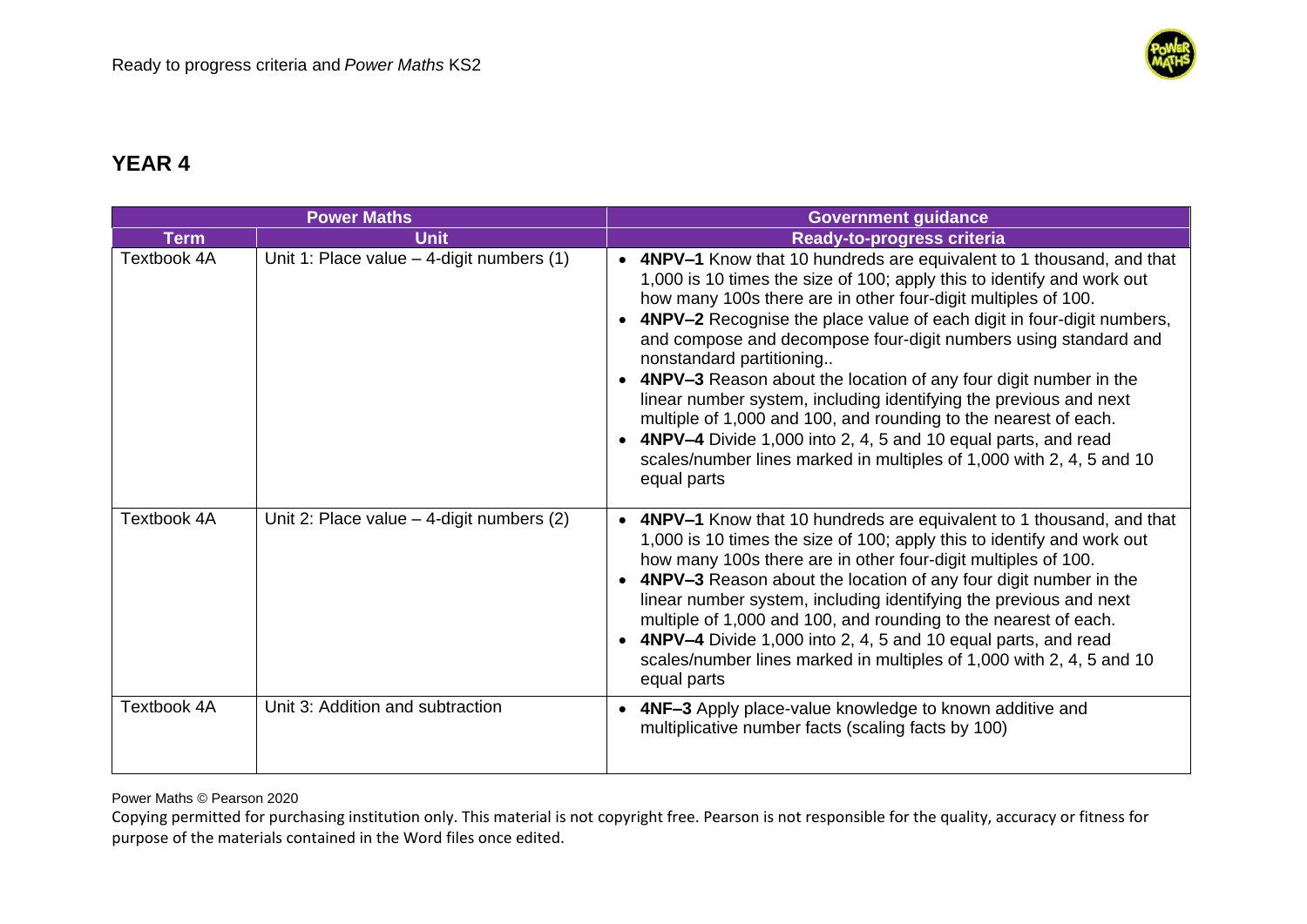## YEAR 4

| Power Maths | | Government guidance |
|---|---|---|
| **Term** | **Unit** | **Ready-to-progress criteria** |
| Textbook 4A | Unit 1: Place value – 4-digit numbers (1) | • **4NPV–1** Know that 10 hundreds are equivalent to 1 thousand, and that 1,000 is 10 times the size of 100; apply this to identify and work out how many 100s there are in other four-digit multiples of 100.<br>• **4NPV–2** Recognise the place value of each digit in four-digit numbers, and compose and decompose four-digit numbers using standard and nonstandard partitioning..<br>• **4NPV–3** Reason about the location of any four digit number in the linear number system, including identifying the previous and next multiple of 1,000 and 100, and rounding to the nearest of each.<br>• **4NPV–4** Divide 1,000 into 2, 4, 5 and 10 equal parts, and read scales/number lines marked in multiples of 1,000 with 2, 4, 5 and 10 equal parts |
| Textbook 4A | Unit 2: Place value – 4-digit numbers (2) | • **4NPV–1** Know that 10 hundreds are equivalent to 1 thousand, and that 1,000 is 10 times the size of 100; apply this to identify and work out how many 100s there are in other four-digit multiples of 100.<br>• **4NPV–3** Reason about the location of any four digit number in the linear number system, including identifying the previous and next multiple of 1,000 and 100, and rounding to the nearest of each.<br>• **4NPV–4** Divide 1,000 into 2, 4, 5 and 10 equal parts, and read scales/number lines marked in multiples of 1,000 with 2, 4, 5 and 10 equal parts |
| Textbook 4A | Unit 3: Addition and subtraction | • **4NF–3** Apply place-value knowledge to known additive and multiplicative number facts (scaling facts by 100) |

Power Maths © Pearson 2020

Copying permitted for purchasing institution only. This material is not copyright free. Pearson is not responsible for the quality, accuracy or fitness for purpose of the materials contained in the Word files once edited.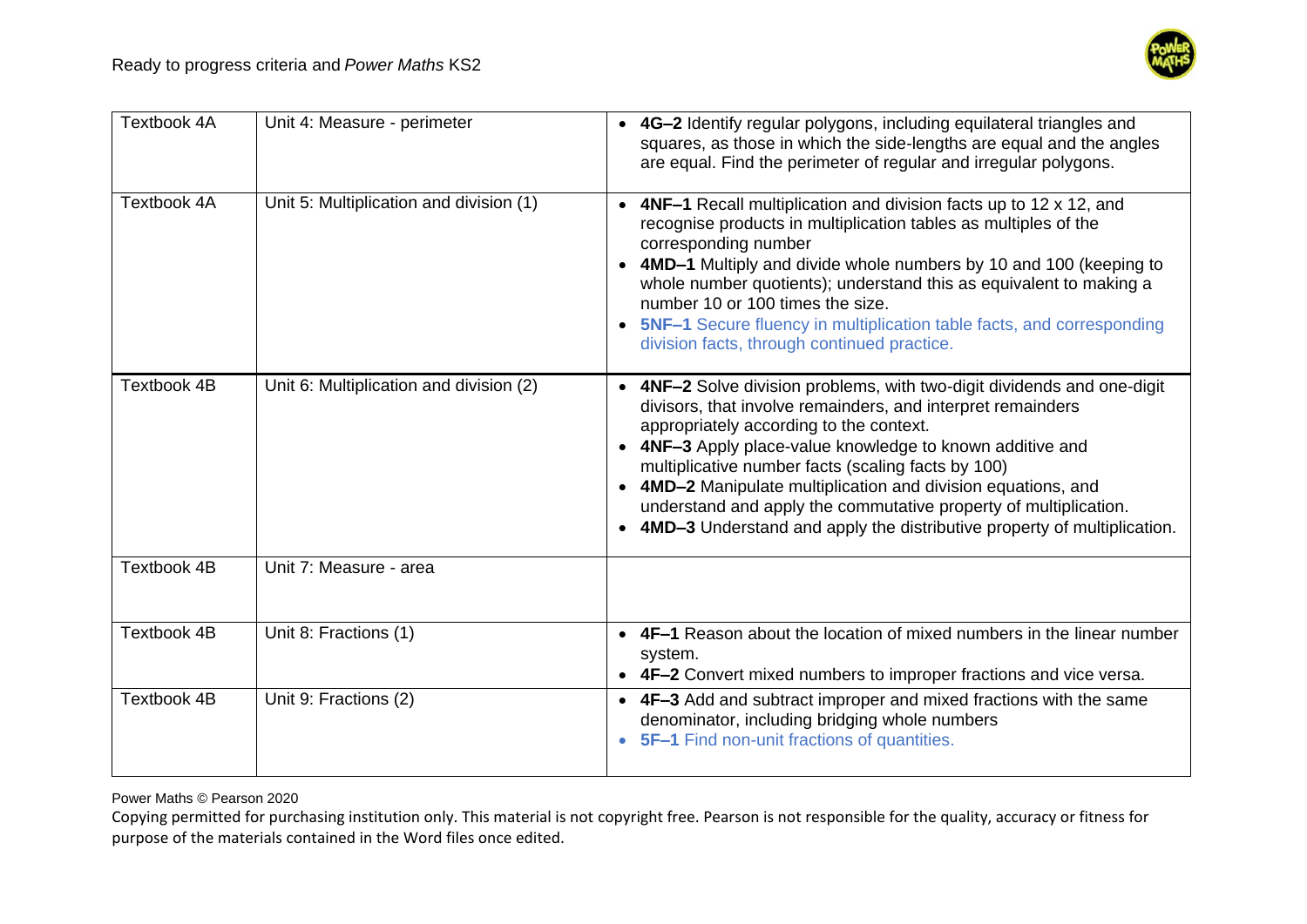| Textbook 4A | Unit 4: Measure - perimeter | • **4G–2** Identify regular polygons, including equilateral triangles and squares, as those in which the side-lengths are equal and the angles are equal. Find the perimeter of regular and irregular polygons. |
|---|---|---|
| Textbook 4A | Unit 5: Multiplication and division (1) | • **4NF–1** Recall multiplication and division facts up to 12 x 12, and recognise products in multiplication tables as multiples of the corresponding number<br>• **4MD–1** Multiply and divide whole numbers by 10 and 100 (keeping to whole number quotients); understand this as equivalent to making a number 10 or 100 times the size.<br>• **5NF–1** Secure fluency in multiplication table facts, and corresponding division facts, through continued practice. |
| Textbook 4B | Unit 6: Multiplication and division (2) | • **4NF–2** Solve division problems, with two-digit dividends and one-digit divisors, that involve remainders, and interpret remainders appropriately according to the context.<br>• **4NF–3** Apply place-value knowledge to known additive and multiplicative number facts (scaling facts by 100)<br>• **4MD–2** Manipulate multiplication and division equations, and understand and apply the commutative property of multiplication.<br>• **4MD–3** Understand and apply the distributive property of multiplication. |
| Textbook 4B | Unit 7: Measure - area | |
| Textbook 4B | Unit 8: Fractions (1) | • **4F–1** Reason about the location of mixed numbers in the linear number system.<br>• **4F–2** Convert mixed numbers to improper fractions and vice versa. |
| Textbook 4B | Unit 9: Fractions (2) | • **4F–3** Add and subtract improper and mixed fractions with the same denominator, including bridging whole numbers<br>• **5F–1** Find non-unit fractions of quantities. |

Power Maths © Pearson 2020

Copying permitted for purchasing institution only. This material is not copyright free. Pearson is not responsible for the quality, accuracy or fitness for purpose of the materials contained in the Word files once edited.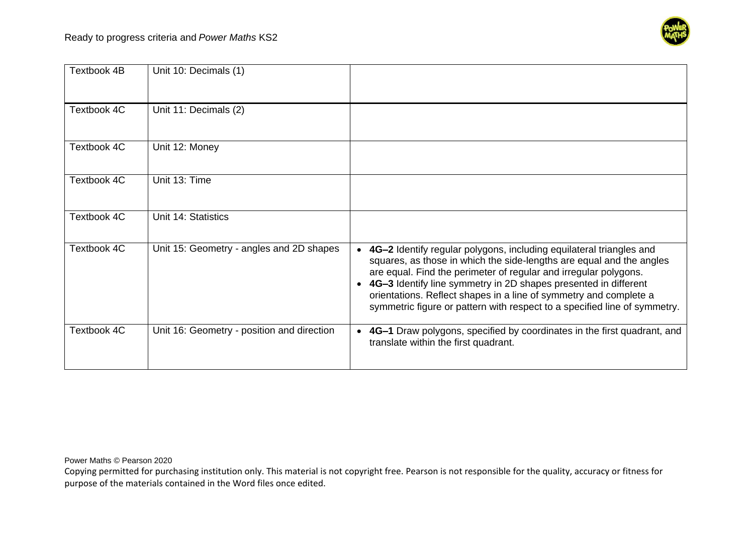| Textbook 4B | Unit 10: Decimals (1) | |
|---|---|---|
| Textbook 4C | Unit 11: Decimals (2) | |
| Textbook 4C | Unit 12: Money | |
| Textbook 4C | Unit 13: Time | |
| Textbook 4C | Unit 14: Statistics | |
| Textbook 4C | Unit 15: Geometry - angles and 2D shapes | • **4G–2** Identify regular polygons, including equilateral triangles and squares, as those in which the side-lengths are equal and the angles are equal. Find the perimeter of regular and irregular polygons. <br> • **4G–3** Identify line symmetry in 2D shapes presented in different orientations. Reflect shapes in a line of symmetry and complete a symmetric figure or pattern with respect to a specified line of symmetry. |
| Textbook 4C | Unit 16: Geometry - position and direction | • **4G–1** Draw polygons, specified by coordinates in the first quadrant, and translate within the first quadrant. |

Power Maths © Pearson 2020

Copying permitted for purchasing institution only. This material is not copyright free. Pearson is not responsible for the quality, accuracy or fitness for purpose of the materials contained in the Word files once edited.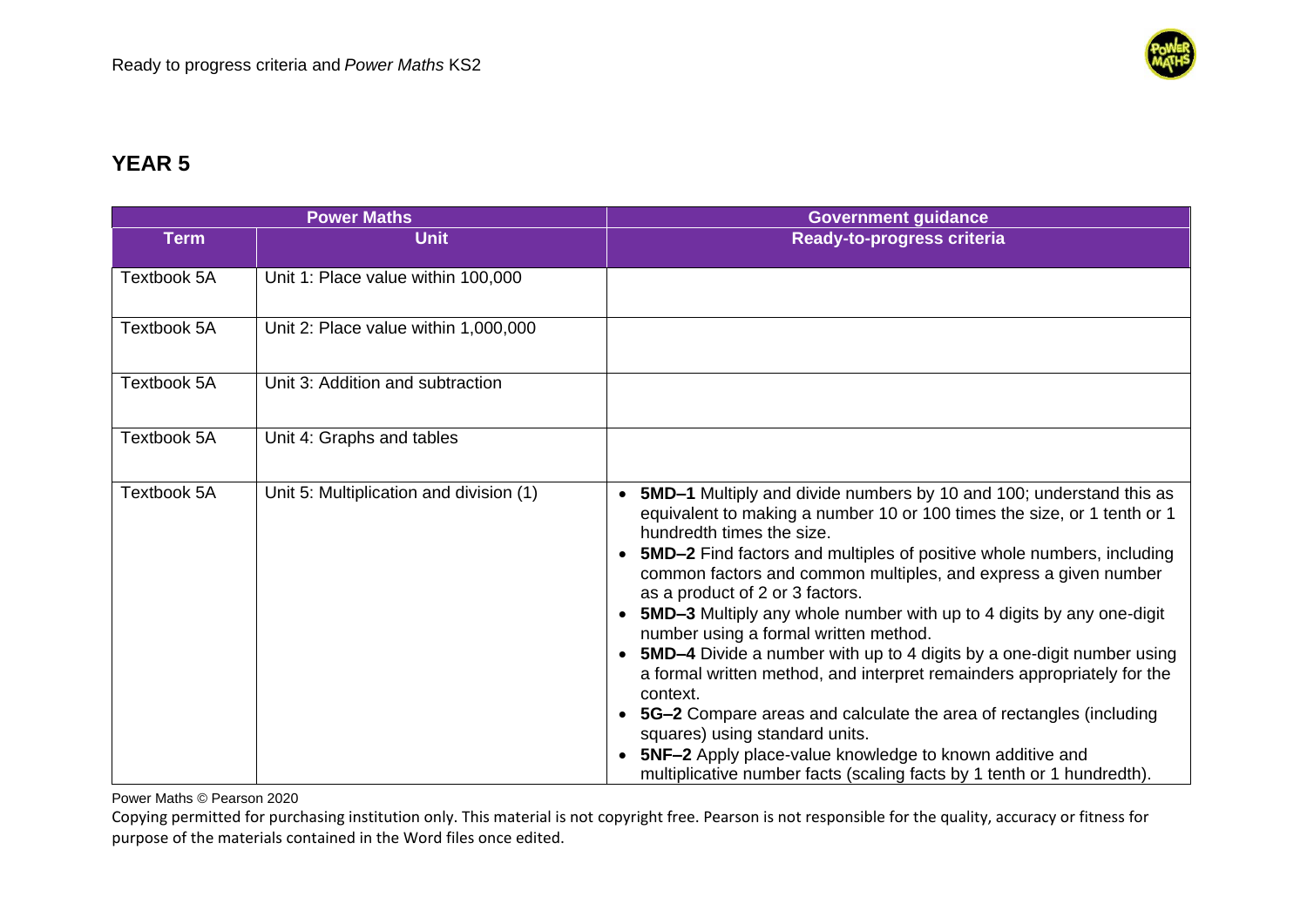## YEAR 5

| Power Maths | | Government guidance |
|---|---|---|
| **Term** | **Unit** | **Ready-to-progress criteria** |
| Textbook 5A | Unit 1: Place value within 100,000 | |
| Textbook 5A | Unit 2: Place value within 1,000,000 | |
| Textbook 5A | Unit 3: Addition and subtraction | |
| Textbook 5A | Unit 4: Graphs and tables | |
| Textbook 5A | Unit 5: Multiplication and division (1) | • **5MD–1** Multiply and divide numbers by 10 and 100; understand this as equivalent to making a number 10 or 100 times the size, or 1 tenth or 1 hundredth times the size.<br>• **5MD–2** Find factors and multiples of positive whole numbers, including common factors and common multiples, and express a given number as a product of 2 or 3 factors.<br>• **5MD–3** Multiply any whole number with up to 4 digits by any one-digit number using a formal written method.<br>• **5MD–4** Divide a number with up to 4 digits by a one-digit number using a formal written method, and interpret remainders appropriately for the context.<br>• **5G–2** Compare areas and calculate the area of rectangles (including squares) using standard units.<br>• **5NF–2** Apply place-value knowledge to known additive and multiplicative number facts (scaling facts by 1 tenth or 1 hundredth). |

Power Maths © Pearson 2020

Copying permitted for purchasing institution only. This material is not copyright free. Pearson is not responsible for the quality, accuracy or fitness for purpose of the materials contained in the Word files once edited.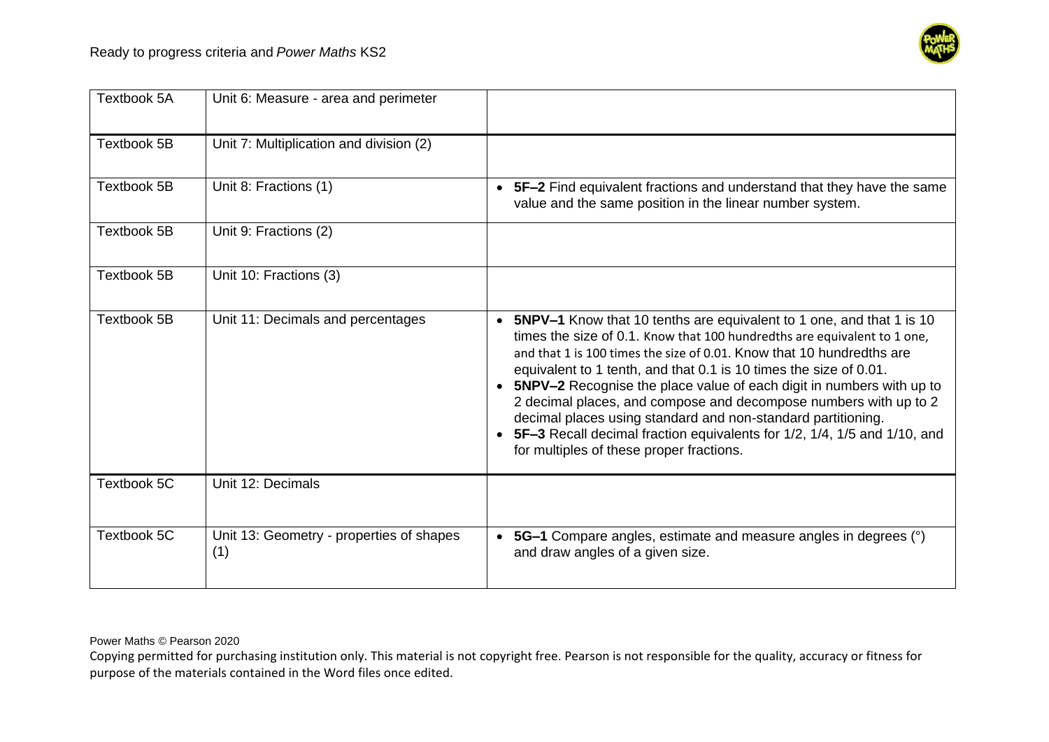| Textbook 5A | Unit 6: Measure - area and perimeter | |
|---|---|---|
| Textbook 5B | Unit 7: Multiplication and division (2) | |
| Textbook 5B | Unit 8: Fractions (1) | • **5F–2** Find equivalent fractions and understand that they have the same value and the same position in the linear number system. |
| Textbook 5B | Unit 9: Fractions (2) | |
| Textbook 5B | Unit 10: Fractions (3) | |
| Textbook 5B | Unit 11: Decimals and percentages | • **5NPV–1** Know that 10 tenths are equivalent to 1 one, and that 1 is 10 times the size of 0.1. Know that 100 hundredths are equivalent to 1 one, and that 1 is 100 times the size of 0.01. Know that 10 hundredths are equivalent to 1 tenth, and that 0.1 is 10 times the size of 0.01.<br>• **5NPV–2** Recognise the place value of each digit in numbers with up to 2 decimal places, and compose and decompose numbers with up to 2 decimal places using standard and non-standard partitioning.<br>• **5F–3** Recall decimal fraction equivalents for 1/2, 1/4, 1/5 and 1/10, and for multiples of these proper fractions. |
| Textbook 5C | Unit 12: Decimals | |
| Textbook 5C | Unit 13: Geometry - properties of shapes (1) | • **5G–1** Compare angles, estimate and measure angles in degrees (°) and draw angles of a given size. |

Power Maths © Pearson 2020

Copying permitted for purchasing institution only. This material is not copyright free. Pearson is not responsible for the quality, accuracy or fitness for purpose of the materials contained in the Word files once edited.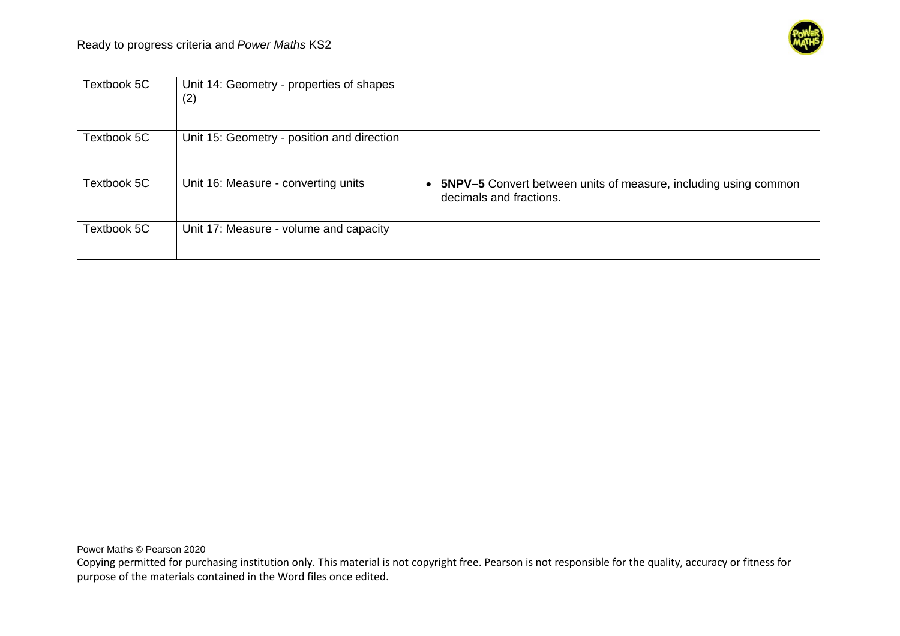| | | |
|---|---|---|
| Textbook 5C | Unit 14: Geometry - properties of shapes (2) | |
| Textbook 5C | Unit 15: Geometry - position and direction | |
| Textbook 5C | Unit 16: Measure - converting units | • **5NPV–5** Convert between units of measure, including using common decimals and fractions. |
| Textbook 5C | Unit 17: Measure - volume and capacity | |

Power Maths © Pearson 2020

Copying permitted for purchasing institution only. This material is not copyright free. Pearson is not responsible for the quality, accuracy or fitness for purpose of the materials contained in the Word files once edited.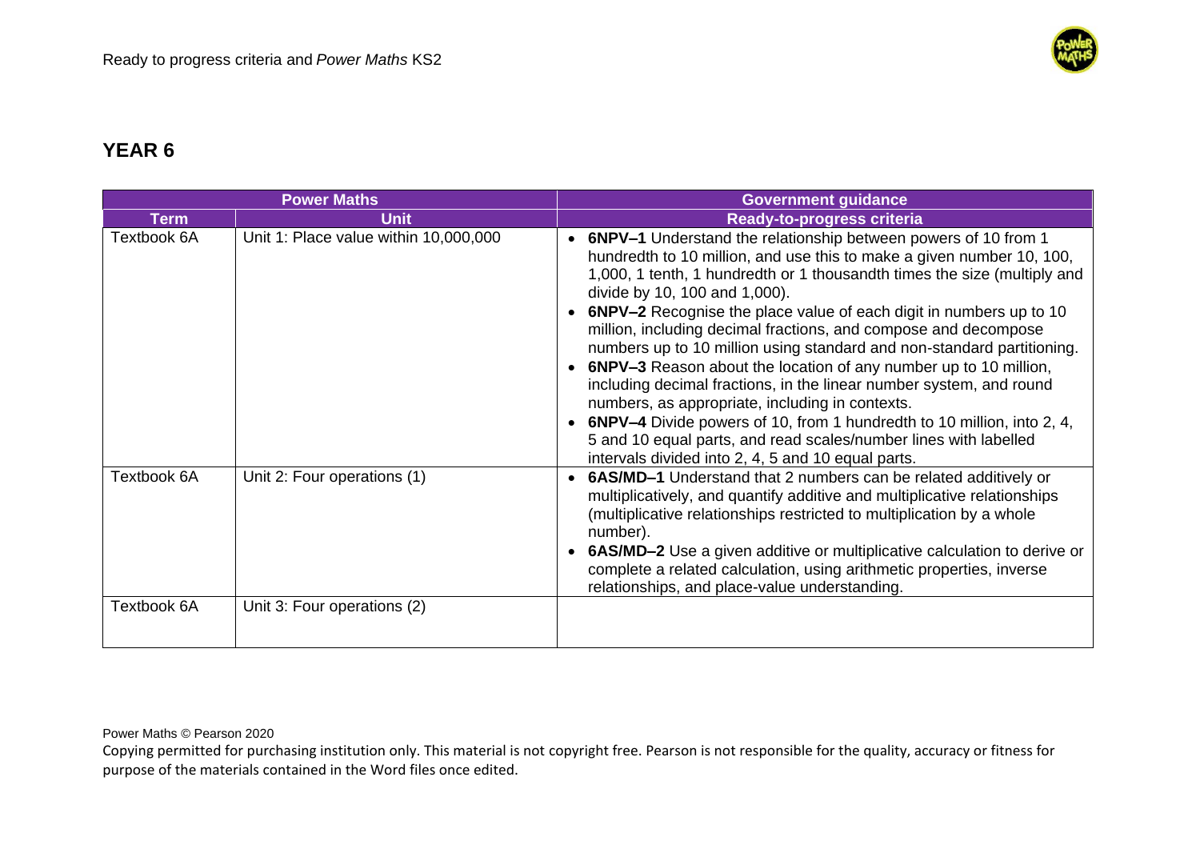## YEAR 6

| Power Maths | | Government guidance |
|---|---|---|
| **Term** | **Unit** | **Ready-to-progress criteria** |
| Textbook 6A | Unit 1: Place value within 10,000,000 | • **6NPV–1** Understand the relationship between powers of 10 from 1 hundredth to 10 million, and use this to make a given number 10, 100, 1,000, 1 tenth, 1 hundredth or 1 thousandth times the size (multiply and divide by 10, 100 and 1,000).<br>• **6NPV–2** Recognise the place value of each digit in numbers up to 10 million, including decimal fractions, and compose and decompose numbers up to 10 million using standard and non-standard partitioning.<br>• **6NPV–3** Reason about the location of any number up to 10 million, including decimal fractions, in the linear number system, and round numbers, as appropriate, including in contexts.<br>• **6NPV–4** Divide powers of 10, from 1 hundredth to 10 million, into 2, 4, 5 and 10 equal parts, and read scales/number lines with labelled intervals divided into 2, 4, 5 and 10 equal parts. |
| Textbook 6A | Unit 2: Four operations (1) | • **6AS/MD–1** Understand that 2 numbers can be related additively or multiplicatively, and quantify additive and multiplicative relationships (multiplicative relationships restricted to multiplication by a whole number).<br>• **6AS/MD–2** Use a given additive or multiplicative calculation to derive or complete a related calculation, using arithmetic properties, inverse relationships, and place-value understanding. |
| Textbook 6A | Unit 3: Four operations (2) | |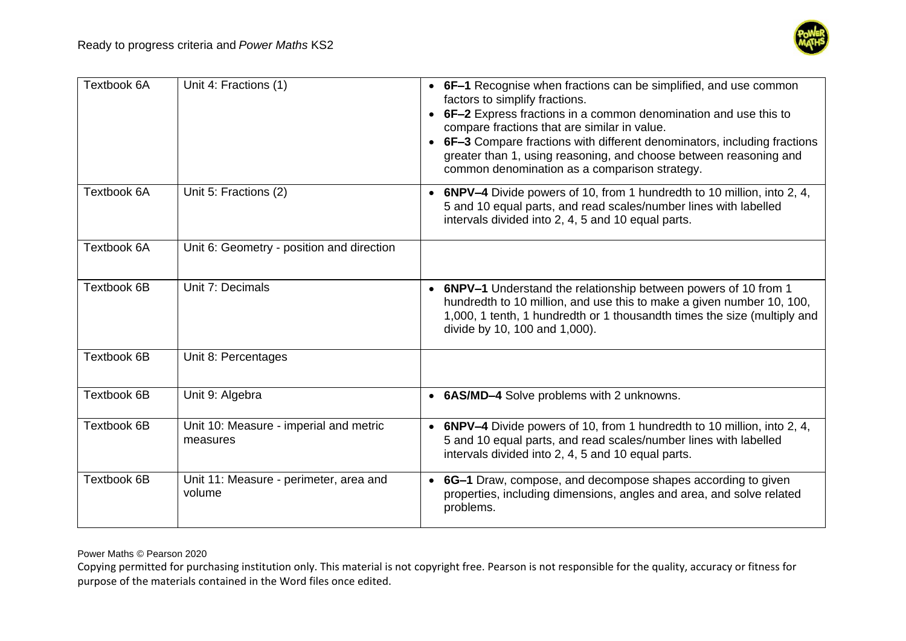| Textbook 6A | Unit 4: Fractions (1) | • **6F–1** Recognise when fractions can be simplified, and use common factors to simplify fractions.<br>• **6F–2** Express fractions in a common denomination and use this to compare fractions that are similar in value.<br>• **6F–3** Compare fractions with different denominators, including fractions greater than 1, using reasoning, and choose between reasoning and common denomination as a comparison strategy. |
|---|---|---|
| Textbook 6A | Unit 5: Fractions (2) | • **6NPV–4** Divide powers of 10, from 1 hundredth to 10 million, into 2, 4, 5 and 10 equal parts, and read scales/number lines with labelled intervals divided into 2, 4, 5 and 10 equal parts. |
| Textbook 6A | Unit 6: Geometry - position and direction | |
| Textbook 6B | Unit 7: Decimals | • **6NPV–1** Understand the relationship between powers of 10 from 1 hundredth to 10 million, and use this to make a given number 10, 100, 1,000, 1 tenth, 1 hundredth or 1 thousandth times the size (multiply and divide by 10, 100 and 1,000). |
| Textbook 6B | Unit 8: Percentages | |
| Textbook 6B | Unit 9: Algebra | • **6AS/MD–4** Solve problems with 2 unknowns. |
| Textbook 6B | Unit 10: Measure - imperial and metric measures | • **6NPV–4** Divide powers of 10, from 1 hundredth to 10 million, into 2, 4, 5 and 10 equal parts, and read scales/number lines with labelled intervals divided into 2, 4, 5 and 10 equal parts. |
| Textbook 6B | Unit 11: Measure - perimeter, area and volume | • **6G–1** Draw, compose, and decompose shapes according to given properties, including dimensions, angles and area, and solve related problems. |

Power Maths © Pearson 2020

Copying permitted for purchasing institution only. This material is not copyright free. Pearson is not responsible for the quality, accuracy or fitness for purpose of the materials contained in the Word files once edited.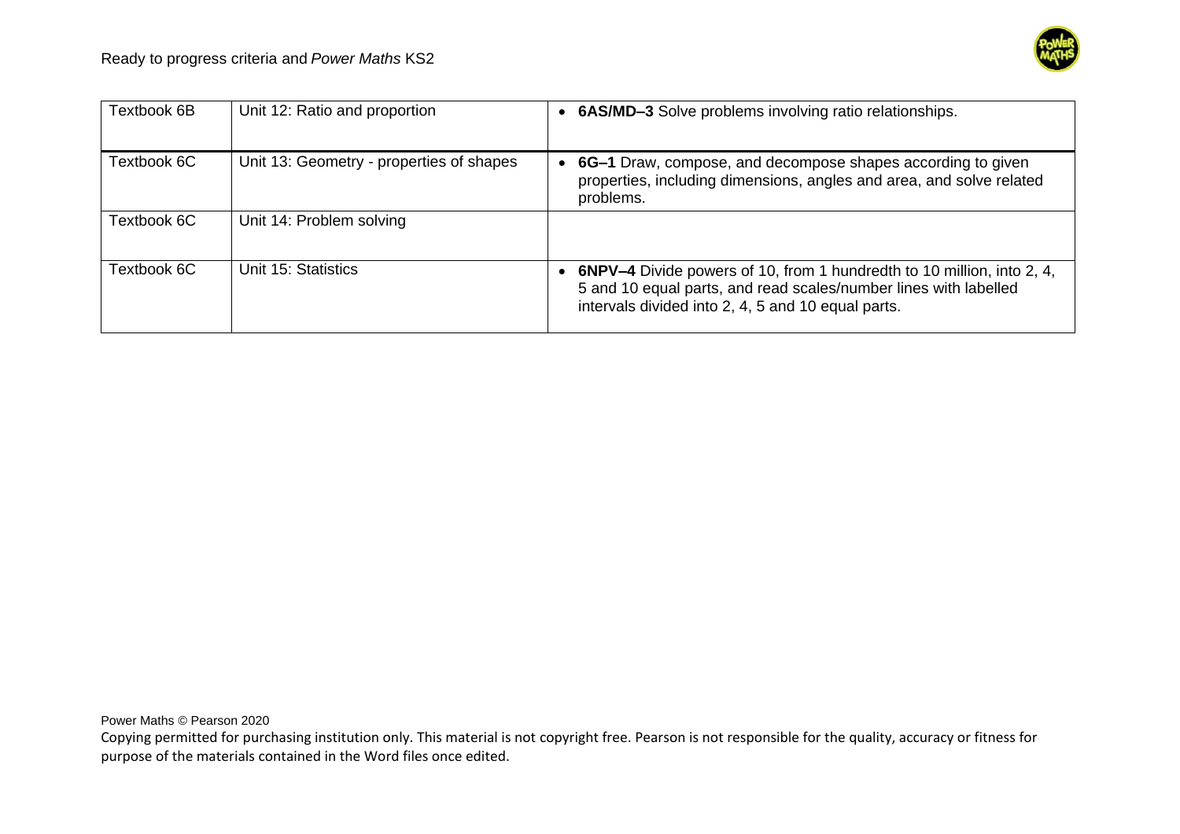| | | |
|---|---|---|
| Textbook 6B | Unit 12: Ratio and proportion | • **6AS/MD–3** Solve problems involving ratio relationships. |
| Textbook 6C | Unit 13: Geometry - properties of shapes | • **6G–1** Draw, compose, and decompose shapes according to given properties, including dimensions, angles and area, and solve related problems. |
| Textbook 6C | Unit 14: Problem solving | |
| Textbook 6C | Unit 15: Statistics | • **6NPV–4** Divide powers of 10, from 1 hundredth to 10 million, into 2, 4, 5 and 10 equal parts, and read scales/number lines with labelled intervals divided into 2, 4, 5 and 10 equal parts. |

Power Maths © Pearson 2020

Copying permitted for purchasing institution only. This material is not copyright free. Pearson is not responsible for the quality, accuracy or fitness for purpose of the materials contained in the Word files once edited.